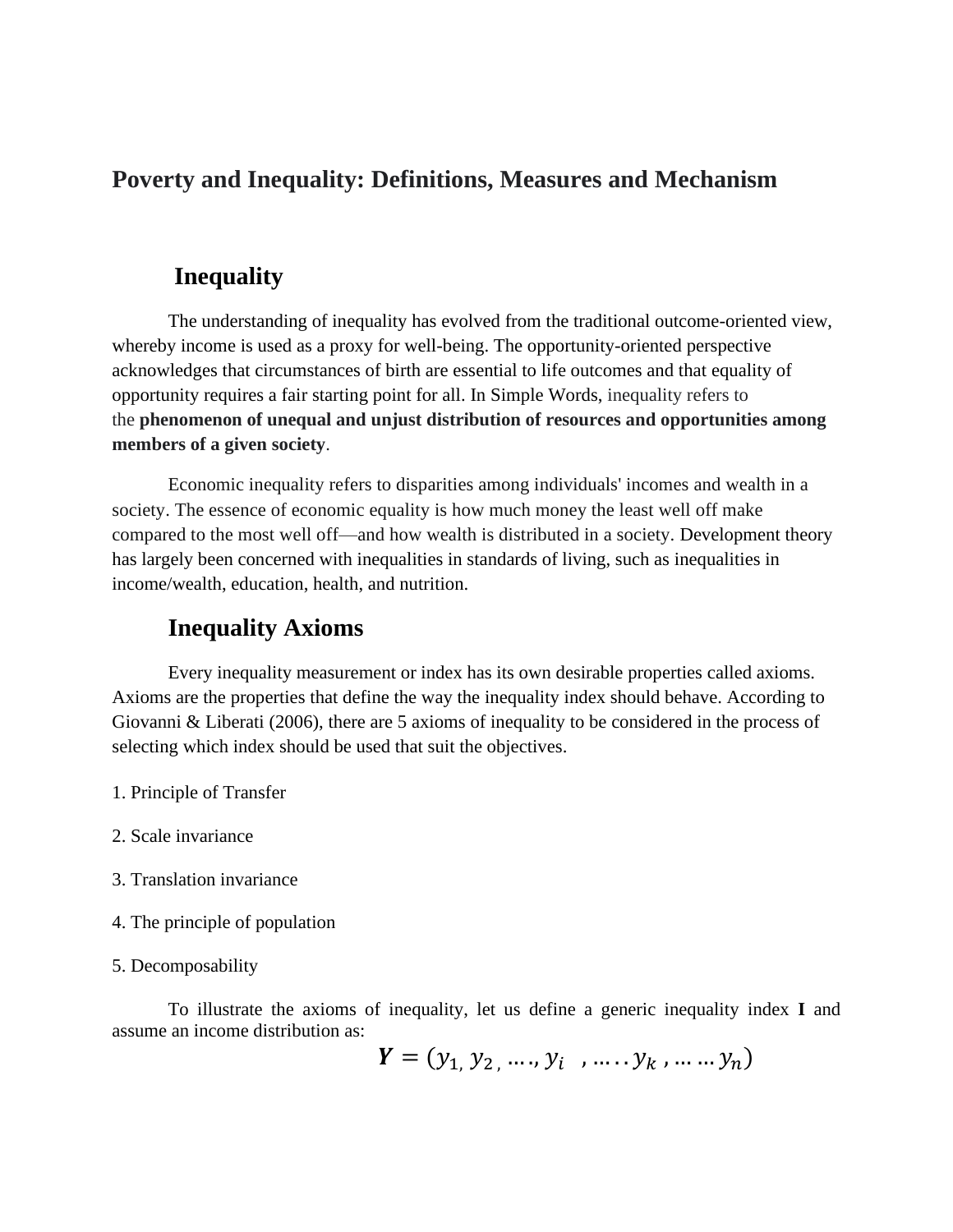# Poverty and Inequality: Definitions, Measures and Mechanism

## Inequality

The understanding of inequality has evolved from the traditional outcome-oriented view, whereby income is used as a proxy for well-being. The opportunity-oriented perspective acknowledges that circumstances of birth are essential to life outcomes and that equality of opportunity requires a fair starting point for all. In Simple Words, inequality refers to the **phenomenon of unequal and unjust distribution of resources and opportunities among members of a given society**.

Economic inequality refers to disparities among individuals' incomes and wealth in a society. The essence of economic equality is how much money the least well off make compared to the most well off—and how wealth is distributed in a society. Development theory has largely been concerned with inequalities in standards of living, such as inequalities in income/wealth, education, health, and nutrition.

## Inequality Axioms

Every inequality measurement or index has its own desirable properties called axioms. Axioms are the properties that define the way the inequality index should behave. According to Giovanni & Liberati (2006), there are 5 axioms of inequality to be considered in the process of selecting which index should be used that suit the objectives.

1. Principle of Transfer

2. Scale invariance

3. Translation invariance

4. The principle of population

5. Decomposability

To illustrate the axioms of inequality, let us define a generic inequality index **I** and assume an income distribution as:

$$\boldsymbol{Y} = (y_1, y_2, \ldots, y_i \ , \ldots y_k \ , \ldots \ldots y_n)$$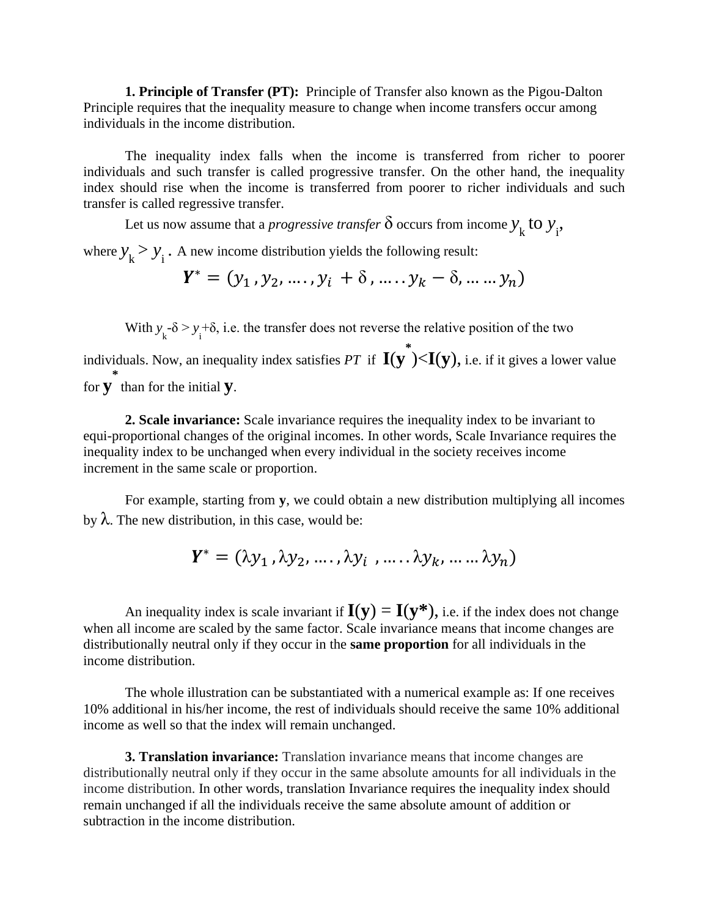**1. Principle of Transfer (PT):** Principle of Transfer also known as the Pigou-Dalton Principle requires that the inequality measure to change when income transfers occur among individuals in the income distribution.

The inequality index falls when the income is transferred from richer to poorer individuals and such transfer is called progressive transfer. On the other hand, the inequality index should rise when the income is transferred from poorer to richer individuals and such transfer is called regressive transfer.

Let us now assume that a *progressive transfer* $\delta$ occurs from income $y_k$ to $y_i$, where $y_k > y_i$. A new income distribution yields the following result:

$$\boldsymbol{Y}^* = (y_1, y_2, \ldots, y_i + \delta, \ldots y_k - \delta, \ldots y_n)$$

With $y_k - \delta > y_i + \delta$, i.e. the transfer does not reverse the relative position of the two individuals. Now, an inequality index satisfies *PT* if $\mathbf{I(y^*)} < \mathbf{I(y)}$, i.e. if it gives a lower value for $\mathbf{y}^*$ than for the initial $\mathbf{y}$.

**2. Scale invariance:** Scale invariance requires the inequality index to be invariant to equi-proportional changes of the original incomes. In other words, Scale Invariance requires the inequality index to be unchanged when every individual in the society receives income increment in the same scale or proportion.

For example, starting from **y**, we could obtain a new distribution multiplying all incomes by $\lambda$. The new distribution, in this case, would be:

$$\boldsymbol{Y}^* = (\lambda y_1, \lambda y_2, \ldots, \lambda y_i, \ldots \lambda y_k, \ldots \lambda y_n)$$

An inequality index is scale invariant if $\mathbf{I(y)} = \mathbf{I(y^*)}$, i.e. if the index does not change when all income are scaled by the same factor. Scale invariance means that income changes are distributionally neutral only if they occur in the **same proportion** for all individuals in the income distribution.

The whole illustration can be substantiated with a numerical example as: If one receives 10% additional in his/her income, the rest of individuals should receive the same 10% additional income as well so that the index will remain unchanged.

**3. Translation invariance:** Translation invariance means that income changes are distributionally neutral only if they occur in the same absolute amounts for all individuals in the income distribution. In other words, translation Invariance requires the inequality index should remain unchanged if all the individuals receive the same absolute amount of addition or subtraction in the income distribution.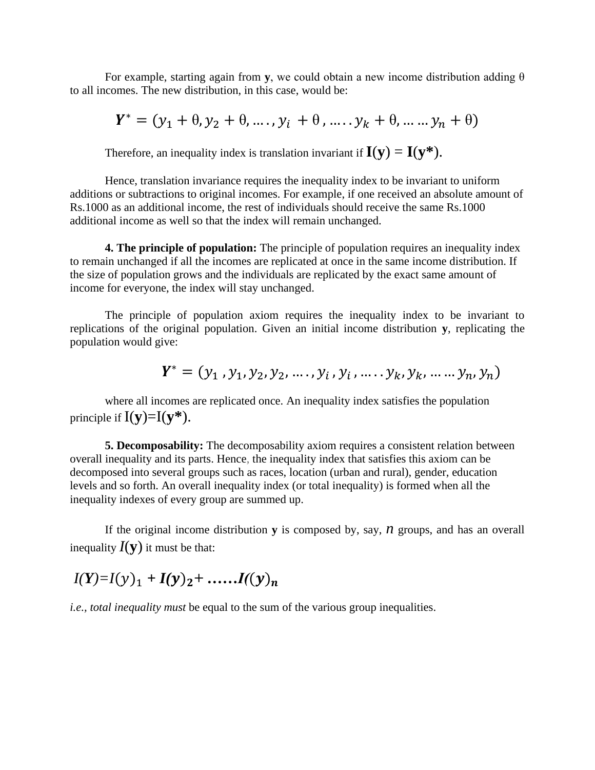For example, starting again from **y**, we could obtain a new income distribution adding θ to all incomes. The new distribution, in this case, would be:

$$\boldsymbol{Y}^* = (y_1 + \theta, y_2 + \theta, \ldots, y_i + \theta, \ldots y_k + \theta, \ldots\ldots y_n + \theta)$$

Therefore, an inequality index is translation invariant if $\mathbf{I(y) = I(y^*)}$.

Hence, translation invariance requires the inequality index to be invariant to uniform additions or subtractions to original incomes. For example, if one received an absolute amount of Rs.1000 as an additional income, the rest of individuals should receive the same Rs.1000 additional income as well so that the index will remain unchanged.

**4. The principle of population:** The principle of population requires an inequality index to remain unchanged if all the incomes are replicated at once in the same income distribution. If the size of population grows and the individuals are replicated by the exact same amount of income for everyone, the index will stay unchanged.

The principle of population axiom requires the inequality index to be invariant to replications of the original population. Given an initial income distribution **y**, replicating the population would give:

$$\boldsymbol{Y}^* = (y_1, y_1, y_2, y_2, \ldots, y_i, y_i, \ldots y_k, y_k, \ldots\ldots y_n, y_n)$$

where all incomes are replicated once. An inequality index satisfies the population principle if $\mathrm{I}(\mathbf{y})=\mathrm{I}(\mathbf{y^*})$.

**5. Decomposability:** The decomposability axiom requires a consistent relation between overall inequality and its parts. Hence, the inequality index that satisfies this axiom can be decomposed into several groups such as races, location (urban and rural), gender, education levels and so forth. An overall inequality index (or total inequality) is formed when all the inequality indexes of every group are summed up.

If the original income distribution **y** is composed by, say, $n$ groups, and has an overall inequality $I(\mathbf{y})$ it must be that:

$$I(\boldsymbol{Y})=I(y)_1 + \boldsymbol{I(y)_2} + \ldots\ldots \boldsymbol{I((y)_n}$$

*i.e., total inequality must* be equal to the sum of the various group inequalities.